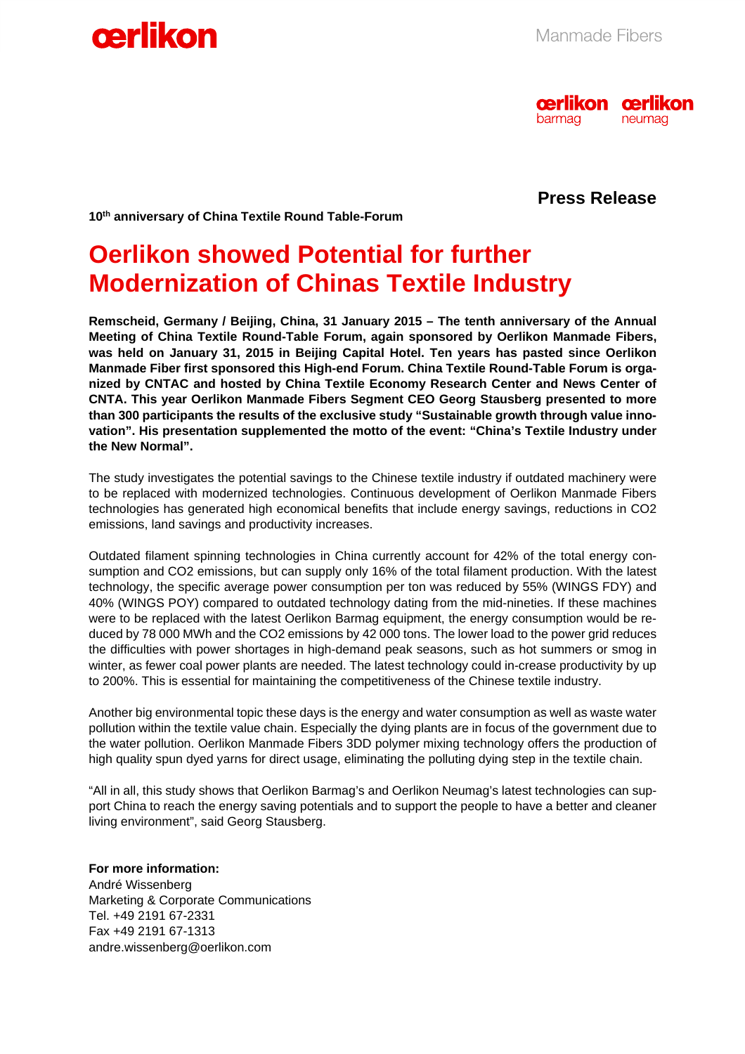**Press Release**

**10th anniversary of China Textile Round Table-Forum**

# Oerlikon showed Potential for further Modernization of Chinas Textile Industry

**Remscheid, Germany / Beijing, China, 31 January 2015 – The tenth anniversary of the Annual Meeting of China Textile Round-Table Forum, again sponsored by Oerlikon Manmade Fibers, was held on January 31, 2015 in Beijing Capital Hotel. Ten years has pasted since Oerlikon Manmade Fiber first sponsored this High-end Forum. China Textile Round-Table Forum is organized by CNTAC and hosted by China Textile Economy Research Center and News Center of CNTA. This year Oerlikon Manmade Fibers Segment CEO Georg Stausberg presented to more than 300 participants the results of the exclusive study "Sustainable growth through value innovation". His presentation supplemented the motto of the event: "China's Textile Industry under the New Normal".**

The study investigates the potential savings to the Chinese textile industry if outdated machinery were to be replaced with modernized technologies. Continuous development of Oerlikon Manmade Fibers technologies has generated high economical benefits that include energy savings, reductions in $CO_2$ emissions, land savings and productivity increases.

Outdated filament spinning technologies in China currently account for 42% of the total energy consumption and $CO_2$ emissions, but can supply only 16% of the total filament production. With the latest technology, the specific average power consumption per ton was reduced by 55% (WINGS FDY) and 40% (WINGS POY) compared to outdated technology dating from the mid-nineties. If these machines were to be replaced with the latest Oerlikon Barmag equipment, the energy consumption would be reduced by 78 000 MWh and the $CO_2$ emissions by 42 000 tons. The lower load to the power grid reduces the difficulties with power shortages in high-demand peak seasons, such as hot summers or smog in winter, as fewer coal power plants are needed. The latest technology could in-crease productivity by up to 200%. This is essential for maintaining the competitiveness of the Chinese textile industry.

Another big environmental topic these days is the energy and water consumption as well as waste water pollution within the textile value chain. Especially the dying plants are in focus of the government due to the water pollution. Oerlikon Manmade Fibers 3DD polymer mixing technology offers the production of high quality spun dyed yarns for direct usage, eliminating the polluting dying step in the textile chain.

"All in all, this study shows that Oerlikon Barmag's and Oerlikon Neumag's latest technologies can support China to reach the energy saving potentials and to support the people to have a better and cleaner living environment", said Georg Stausberg.

**For more information:**
André Wissenberg
Marketing & Corporate Communications
Tel. +49 2191 67-2331
Fax +49 2191 67-1313
andre.wissenberg@oerlikon.com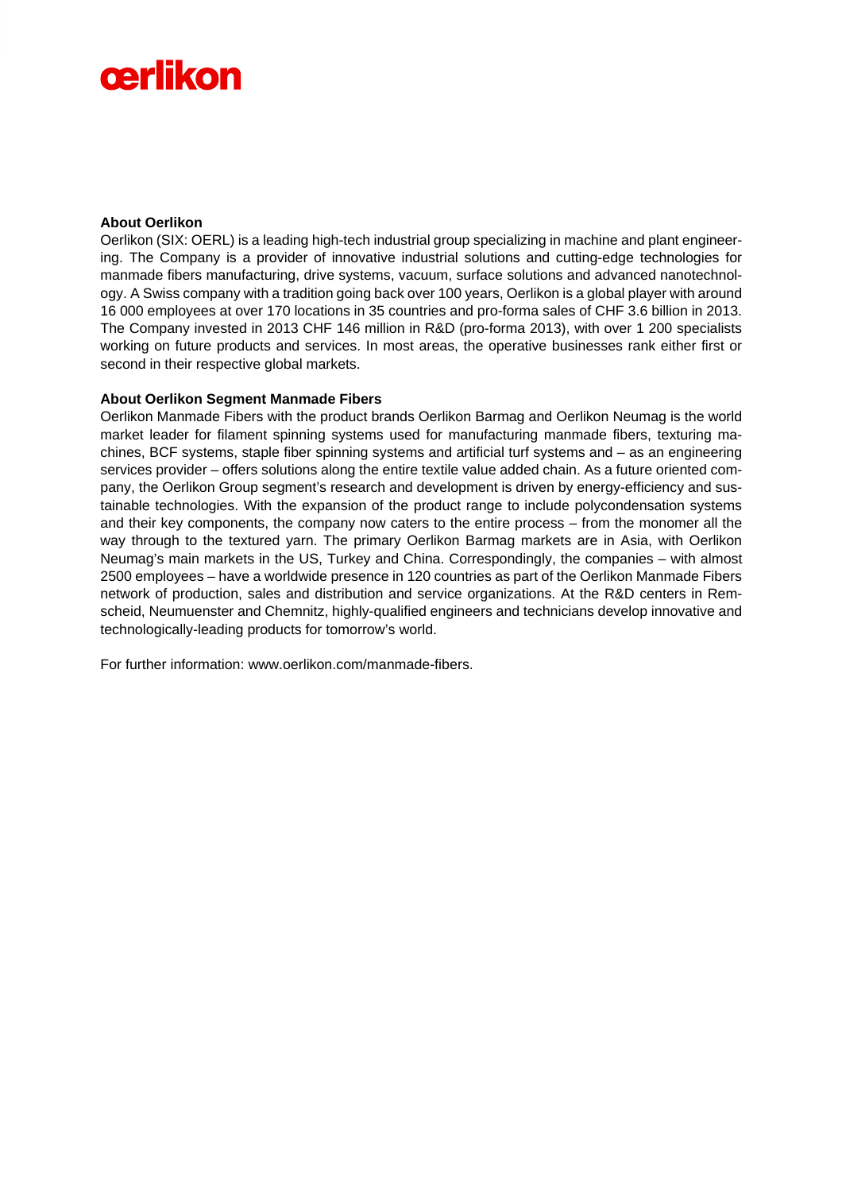**About Oerlikon**

Oerlikon (SIX: OERL) is a leading high-tech industrial group specializing in machine and plant engineering. The Company is a provider of innovative industrial solutions and cutting-edge technologies for manmade fibers manufacturing, drive systems, vacuum, surface solutions and advanced nanotechnology. A Swiss company with a tradition going back over 100 years, Oerlikon is a global player with around 16 000 employees at over 170 locations in 35 countries and pro-forma sales of CHF 3.6 billion in 2013. The Company invested in 2013 CHF 146 million in R&D (pro-forma 2013), with over 1 200 specialists working on future products and services. In most areas, the operative businesses rank either first or second in their respective global markets.

**About Oerlikon Segment Manmade Fibers**

Oerlikon Manmade Fibers with the product brands Oerlikon Barmag and Oerlikon Neumag is the world market leader for filament spinning systems used for manufacturing manmade fibers, texturing machines, BCF systems, staple fiber spinning systems and artificial turf systems and – as an engineering services provider – offers solutions along the entire textile value added chain. As a future oriented company, the Oerlikon Group segment's research and development is driven by energy-efficiency and sustainable technologies. With the expansion of the product range to include polycondensation systems and their key components, the company now caters to the entire process – from the monomer all the way through to the textured yarn. The primary Oerlikon Barmag markets are in Asia, with Oerlikon Neumag's main markets in the US, Turkey and China. Correspondingly, the companies – with almost 2500 employees – have a worldwide presence in 120 countries as part of the Oerlikon Manmade Fibers network of production, sales and distribution and service organizations. At the R&D centers in Remscheid, Neumuenster and Chemnitz, highly-qualified engineers and technicians develop innovative and technologically-leading products for tomorrow's world.

For further information: www.oerlikon.com/manmade-fibers.